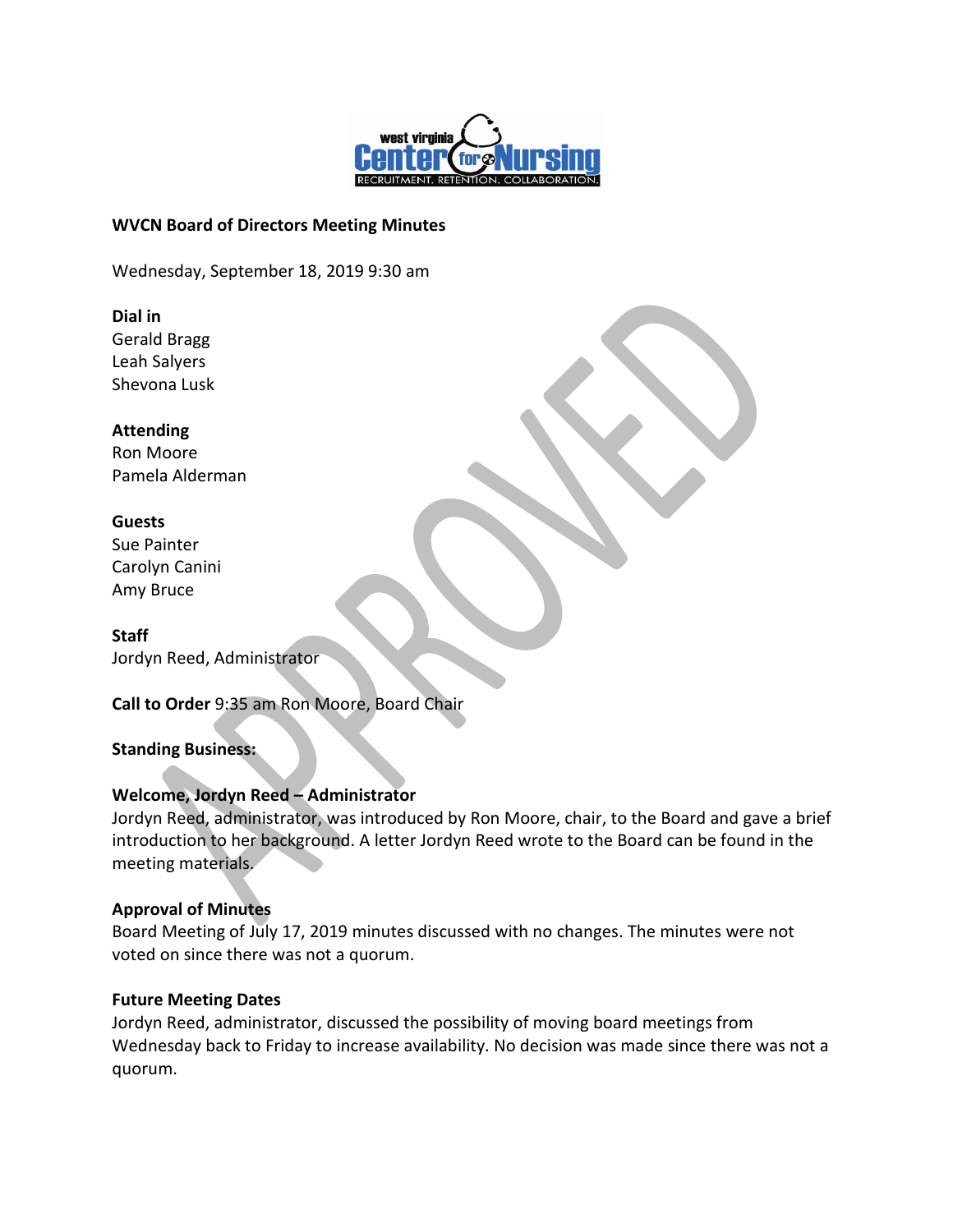**WVCN Board of Directors Meeting Minutes**

Wednesday, September 18, 2019 9:30 am

**Dial in**
Gerald Bragg
Leah Salyers
Shevona Lusk

**Attending**
Ron Moore
Pamela Alderman

**Guests**
Sue Painter
Carolyn Canini
Amy Bruce

**Staff**
Jordyn Reed, Administrator

**Call to Order** 9:35 am Ron Moore, Board Chair

**Standing Business:**

**Welcome, Jordyn Reed – Administrator**
Jordyn Reed, administrator, was introduced by Ron Moore, chair, to the Board and gave a brief introduction to her background. A letter Jordyn Reed wrote to the Board can be found in the meeting materials.

**Approval of Minutes**
Board Meeting of July 17, 2019 minutes discussed with no changes. The minutes were not voted on since there was not a quorum.

**Future Meeting Dates**
Jordyn Reed, administrator, discussed the possibility of moving board meetings from Wednesday back to Friday to increase availability. No decision was made since there was not a quorum.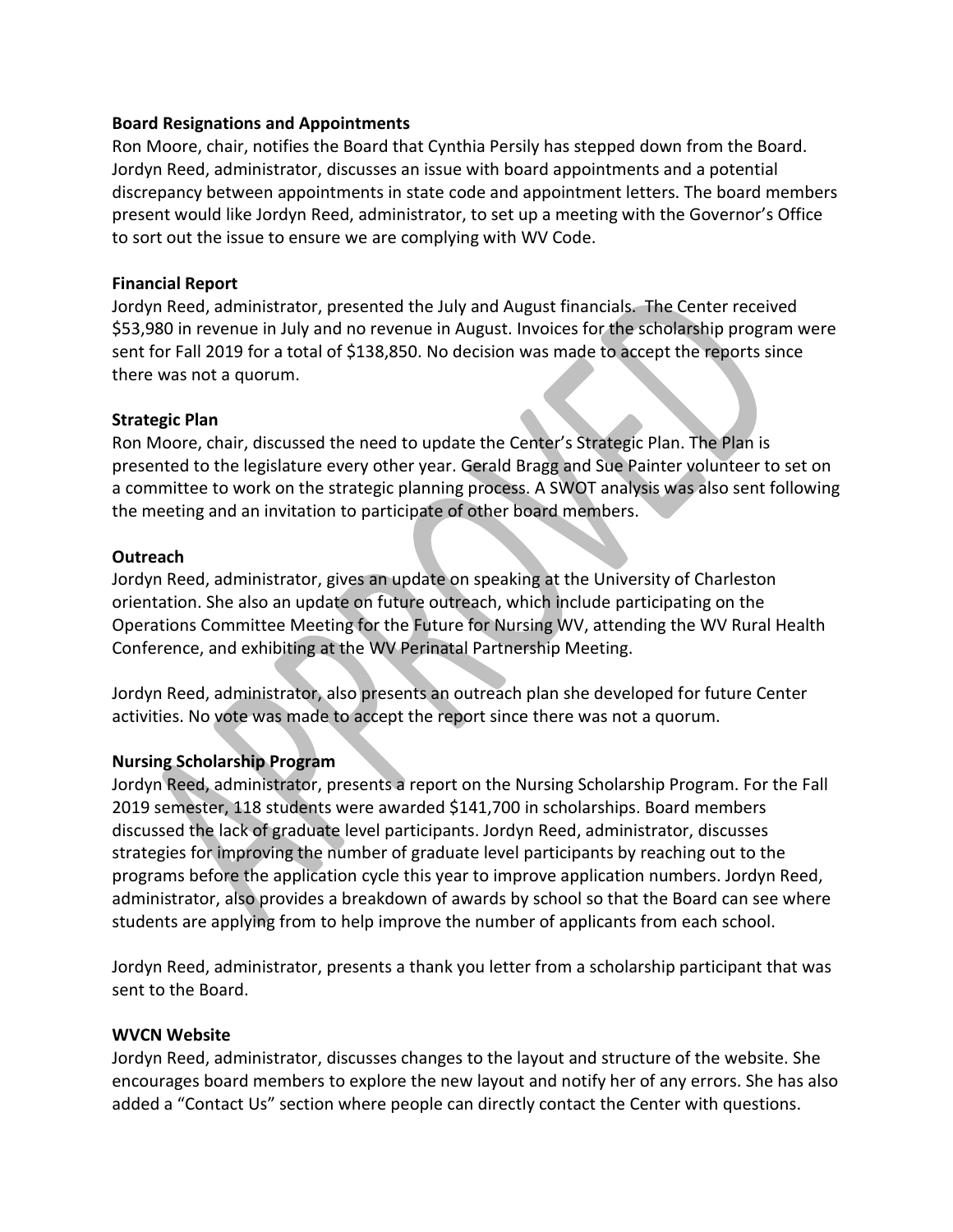**Board Resignations and Appointments**

Ron Moore, chair, notifies the Board that Cynthia Persily has stepped down from the Board. Jordyn Reed, administrator, discusses an issue with board appointments and a potential discrepancy between appointments in state code and appointment letters. The board members present would like Jordyn Reed, administrator, to set up a meeting with the Governor's Office to sort out the issue to ensure we are complying with WV Code.

**Financial Report**

Jordyn Reed, administrator, presented the July and August financials. The Center received $53,980 in revenue in July and no revenue in August. Invoices for the scholarship program were sent for Fall 2019 for a total of $138,850. No decision was made to accept the reports since there was not a quorum.

**Strategic Plan**

Ron Moore, chair, discussed the need to update the Center's Strategic Plan. The Plan is presented to the legislature every other year. Gerald Bragg and Sue Painter volunteer to set on a committee to work on the strategic planning process. A SWOT analysis was also sent following the meeting and an invitation to participate of other board members.

**Outreach**

Jordyn Reed, administrator, gives an update on speaking at the University of Charleston orientation. She also an update on future outreach, which include participating on the Operations Committee Meeting for the Future for Nursing WV, attending the WV Rural Health Conference, and exhibiting at the WV Perinatal Partnership Meeting.

Jordyn Reed, administrator, also presents an outreach plan she developed for future Center activities. No vote was made to accept the report since there was not a quorum.

**Nursing Scholarship Program**

Jordyn Reed, administrator, presents a report on the Nursing Scholarship Program. For the Fall 2019 semester, 118 students were awarded $141,700 in scholarships. Board members discussed the lack of graduate level participants. Jordyn Reed, administrator, discusses strategies for improving the number of graduate level participants by reaching out to the programs before the application cycle this year to improve application numbers. Jordyn Reed, administrator, also provides a breakdown of awards by school so that the Board can see where students are applying from to help improve the number of applicants from each school.

Jordyn Reed, administrator, presents a thank you letter from a scholarship participant that was sent to the Board.

**WVCN Website**

Jordyn Reed, administrator, discusses changes to the layout and structure of the website. She encourages board members to explore the new layout and notify her of any errors. She has also added a "Contact Us" section where people can directly contact the Center with questions.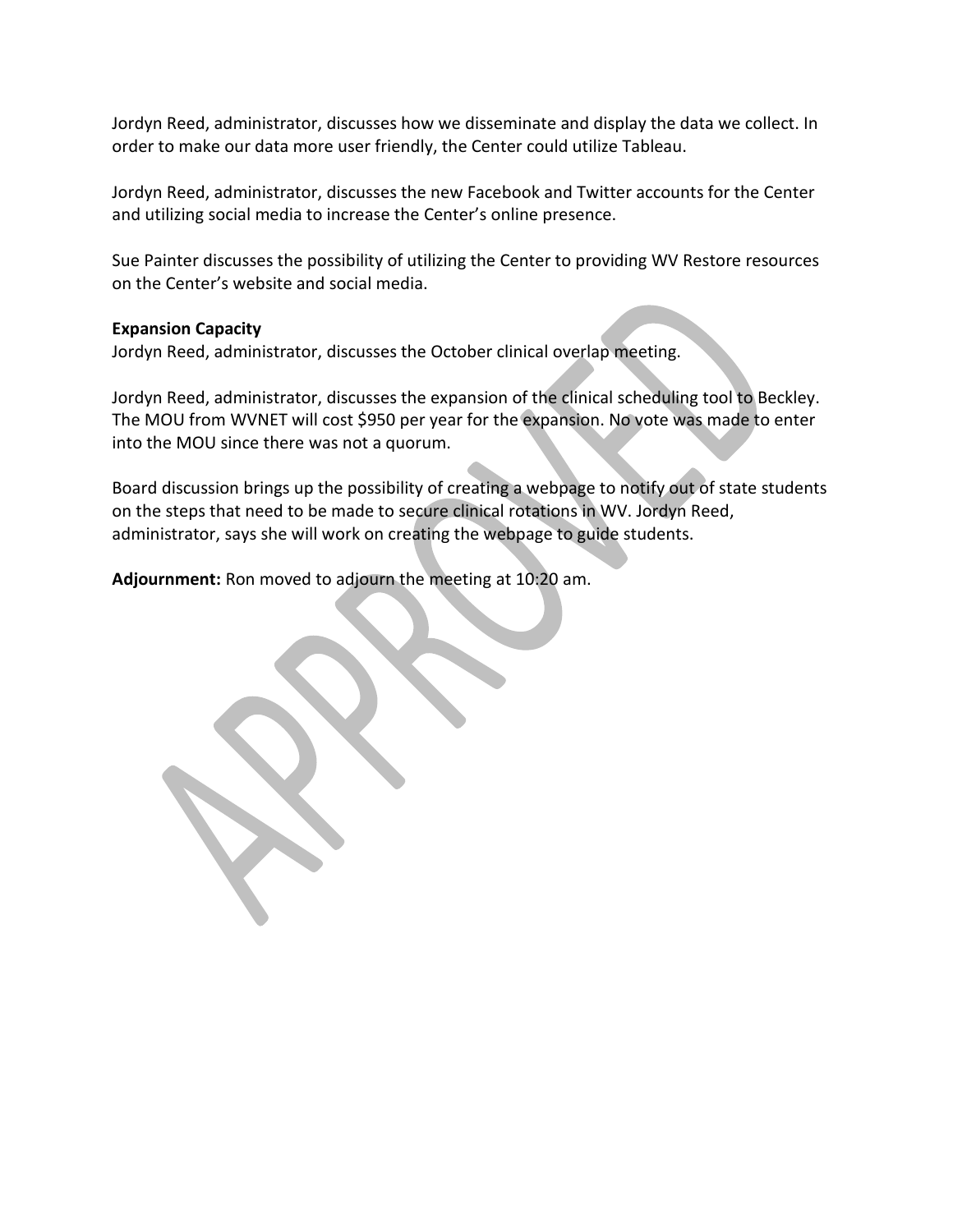Jordyn Reed, administrator, discusses how we disseminate and display the data we collect. In order to make our data more user friendly, the Center could utilize Tableau.

Jordyn Reed, administrator, discusses the new Facebook and Twitter accounts for the Center and utilizing social media to increase the Center's online presence.

Sue Painter discusses the possibility of utilizing the Center to providing WV Restore resources on the Center's website and social media.

**Expansion Capacity**

Jordyn Reed, administrator, discusses the October clinical overlap meeting.

Jordyn Reed, administrator, discusses the expansion of the clinical scheduling tool to Beckley. The MOU from WVNET will cost $950 per year for the expansion. No vote was made to enter into the MOU since there was not a quorum.

Board discussion brings up the possibility of creating a webpage to notify out of state students on the steps that need to be made to secure clinical rotations in WV. Jordyn Reed, administrator, says she will work on creating the webpage to guide students.

**Adjournment:** Ron moved to adjourn the meeting at 10:20 am.